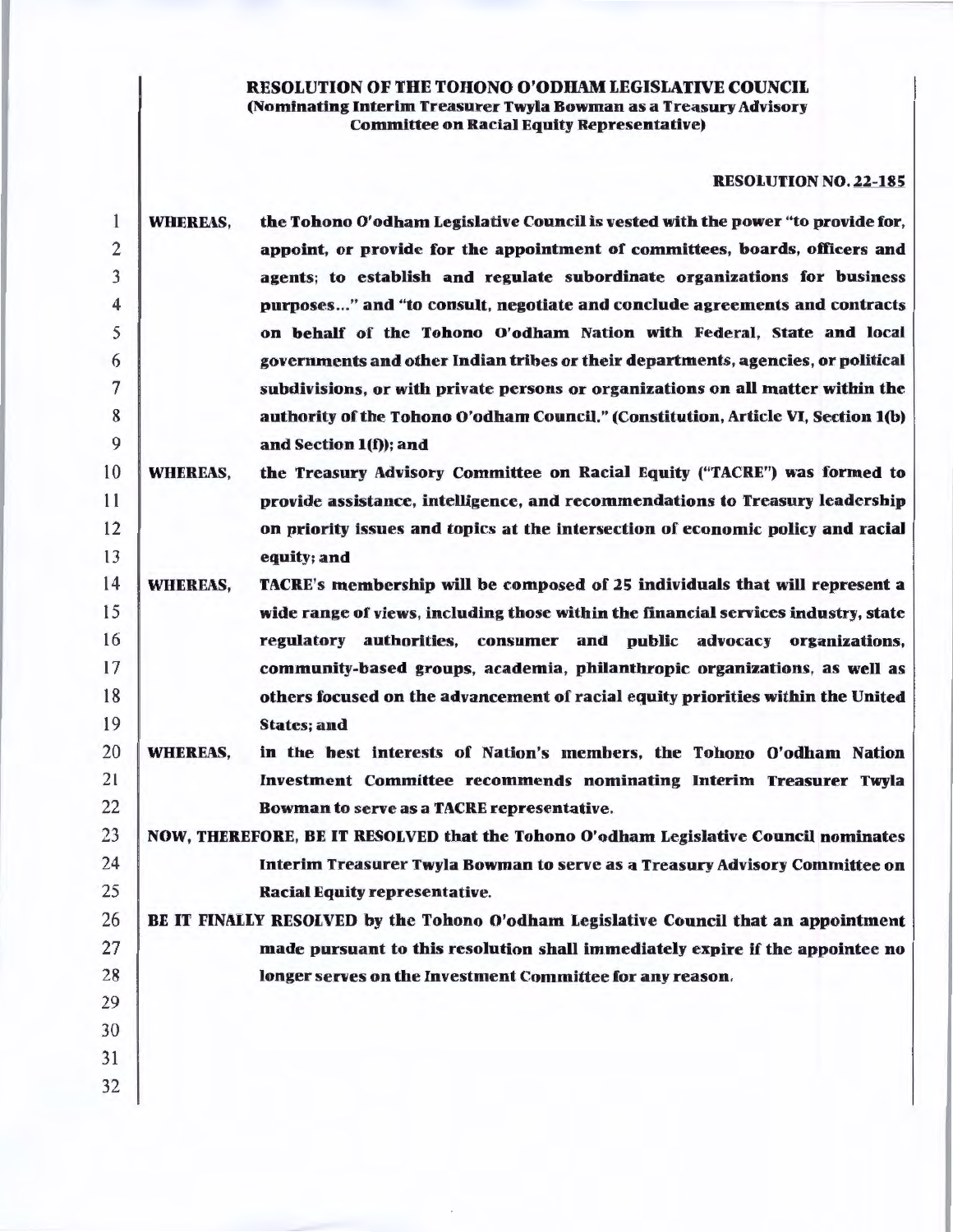**RESOLUTION OF THE TOHONO O'ODHAM LEGISLATIVE COUNCIL**
**(Nominating Interim Treasurer Twyla Bowman as a Treasury Advisory Committee on Racial Equity Representative)**

**RESOLUTION NO. 22-185**

**WHEREAS,** the Tohono O'odham Legislative Council is vested with the power "to provide for, appoint, or provide for the appointment of committees, boards, officers and agents; to establish and regulate subordinate organizations for business purposes..." and "to consult, negotiate and conclude agreements and contracts on behalf of the Tohono O'odham Nation with Federal, State and local governments and other Indian tribes or their departments, agencies, or political subdivisions, or with private persons or organizations on all matter within the authority of the Tohono O'odham Council." (Constitution, Article VI, Section 1(b) and Section 1(f)); and

**WHEREAS,** the Treasury Advisory Committee on Racial Equity ("TACRE") was formed to provide assistance, intelligence, and recommendations to Treasury leadership on priority issues and topics at the intersection of economic policy and racial equity; and

**WHEREAS,** TACRE's membership will be composed of 25 individuals that will represent a wide range of views, including those within the financial services industry, state regulatory authorities, consumer and public advocacy organizations, community-based groups, academia, philanthropic organizations, as well as others focused on the advancement of racial equity priorities within the United States; and

**WHEREAS,** in the best interests of Nation's members, the Tohono O'odham Nation Investment Committee recommends nominating Interim Treasurer Twyla Bowman to serve as a TACRE representative.

**NOW, THEREFORE, BE IT RESOLVED** that the Tohono O'odham Legislative Council nominates Interim Treasurer Twyla Bowman to serve as a Treasury Advisory Committee on Racial Equity representative.

**BE IT FINALLY RESOLVED** by the Tohono O'odham Legislative Council that an appointment made pursuant to this resolution shall immediately expire if the appointee no longer serves on the Investment Committee for any reason.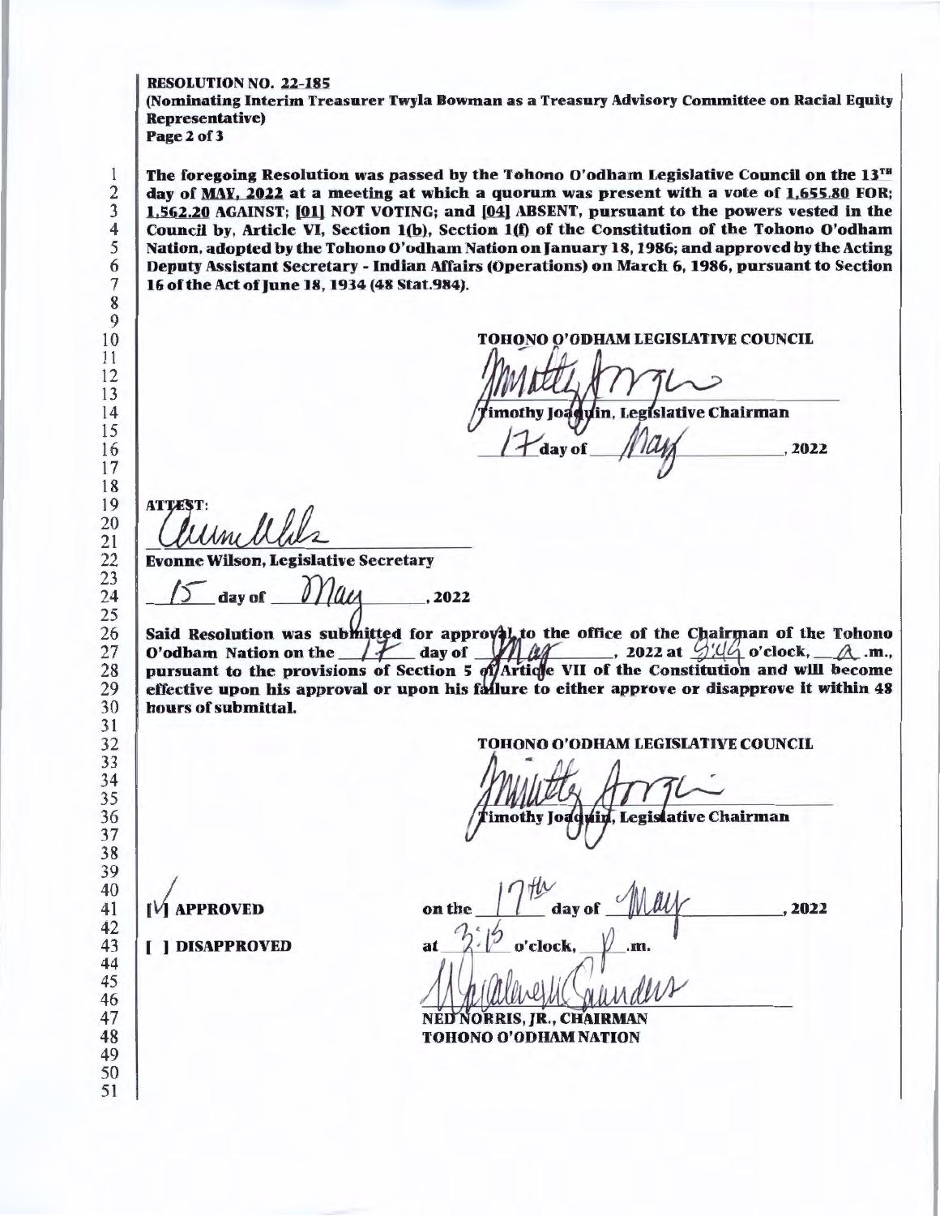**RESOLUTION NO. 22-185**
**(Nominating Interim Treasurer Twyla Bowman as a Treasury Advisory Committee on Racial Equity Representative)**
**Page 2 of 3**

**The foregoing Resolution was passed by the Tohono O'odham Legislative Council on the 13TH day of MAY, 2022 at a meeting at which a quorum was present with a vote of 1,655.80 FOR; 1,562.20 AGAINST; [01] NOT VOTING; and [04] ABSENT, pursuant to the powers vested in the Council by, Article VI, Section 1(b), Section 1(f) of the Constitution of the Tohono O'odham Nation, adopted by the Tohono O'odham Nation on January 18, 1986; and approved by the Acting Deputy Assistant Secretary - Indian Affairs (Operations) on March 6, 1986, pursuant to Section 16 of the Act of June 18, 1934 (48 Stat.984).**

**TOHONO O'ODHAM LEGISLATIVE COUNCIL**

**Timothy Joaquin, Legislative Chairman**

17 **day of** May **, 2022**

**ATTEST:**

**Evonne Wilson, Legislative Secretary**

15 **day of** May **, 2022**

**Said Resolution was submitted for approval to the office of the Chairman of the Tohono O'odham Nation on the** 17 **day of** May **, 2022 at** 9:44 **o'clock,** A **.m., pursuant to the provisions of Section 5 of Article VII of the Constitution and will become effective upon his approval or upon his failure to either approve or disapprove it within 48 hours of submittal.**

**TOHONO O'ODHAM LEGISLATIVE COUNCIL**

**Timothy Joaquin, Legislative Chairman**

**[✓] APPROVED**

**[ ] DISAPPROVED**

**on the** 17th **day of** May **, 2022**

**at** 3:15 **o'clock,** P **.m.**

**NED NORRIS, JR., CHAIRMAN**
**TOHONO O'ODHAM NATION**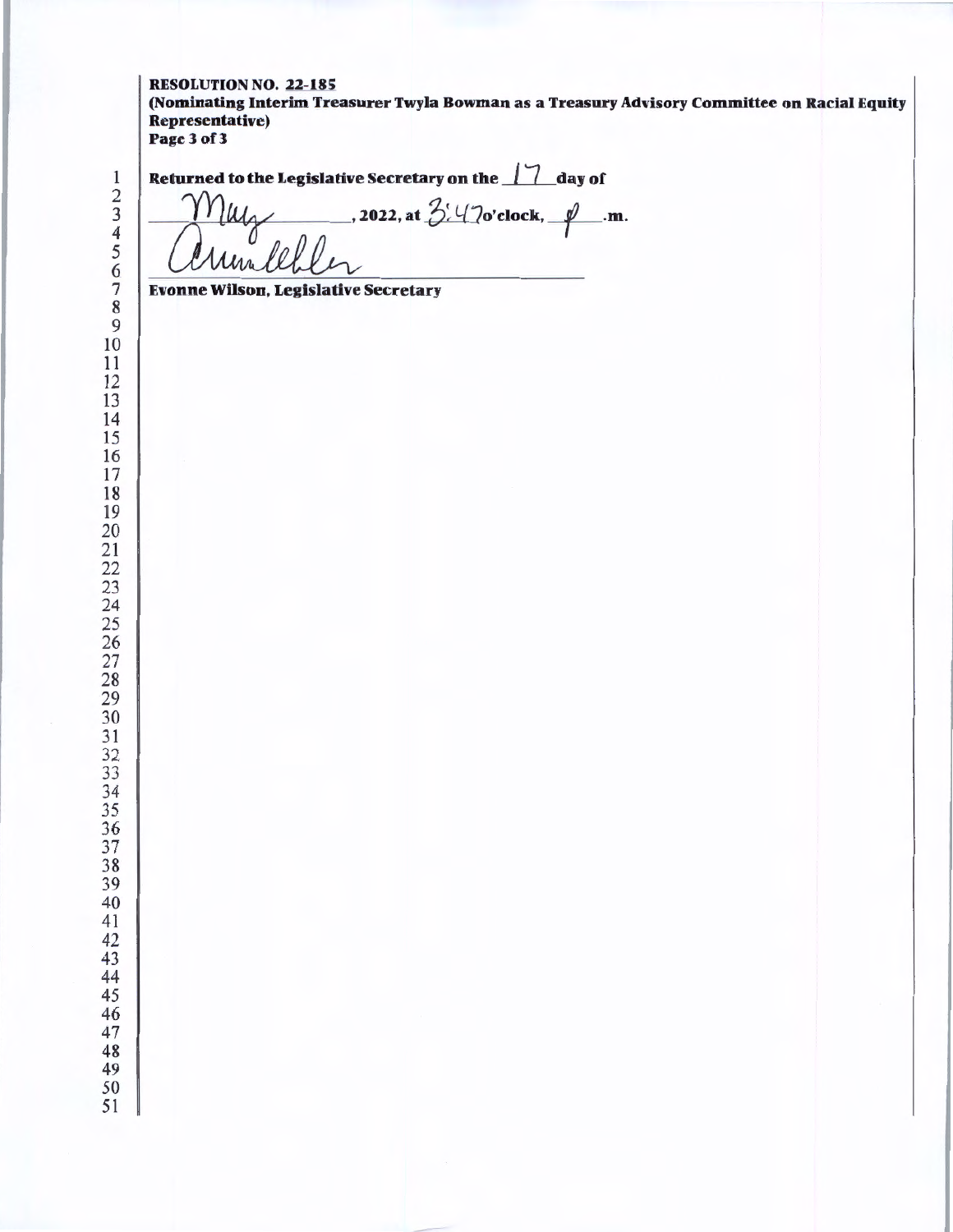**RESOLUTION NO. 22-185**
**(Nominating Interim Treasurer Twyla Bowman as a Treasury Advisory Committee on Racial Equity Representative)**

**Returned to the Legislative Secretary on the** 17 **day of** May**, 2022, at** 3:47 **o'clock,** p **.m.**

**Evonne Wilson, Legislative Secretary**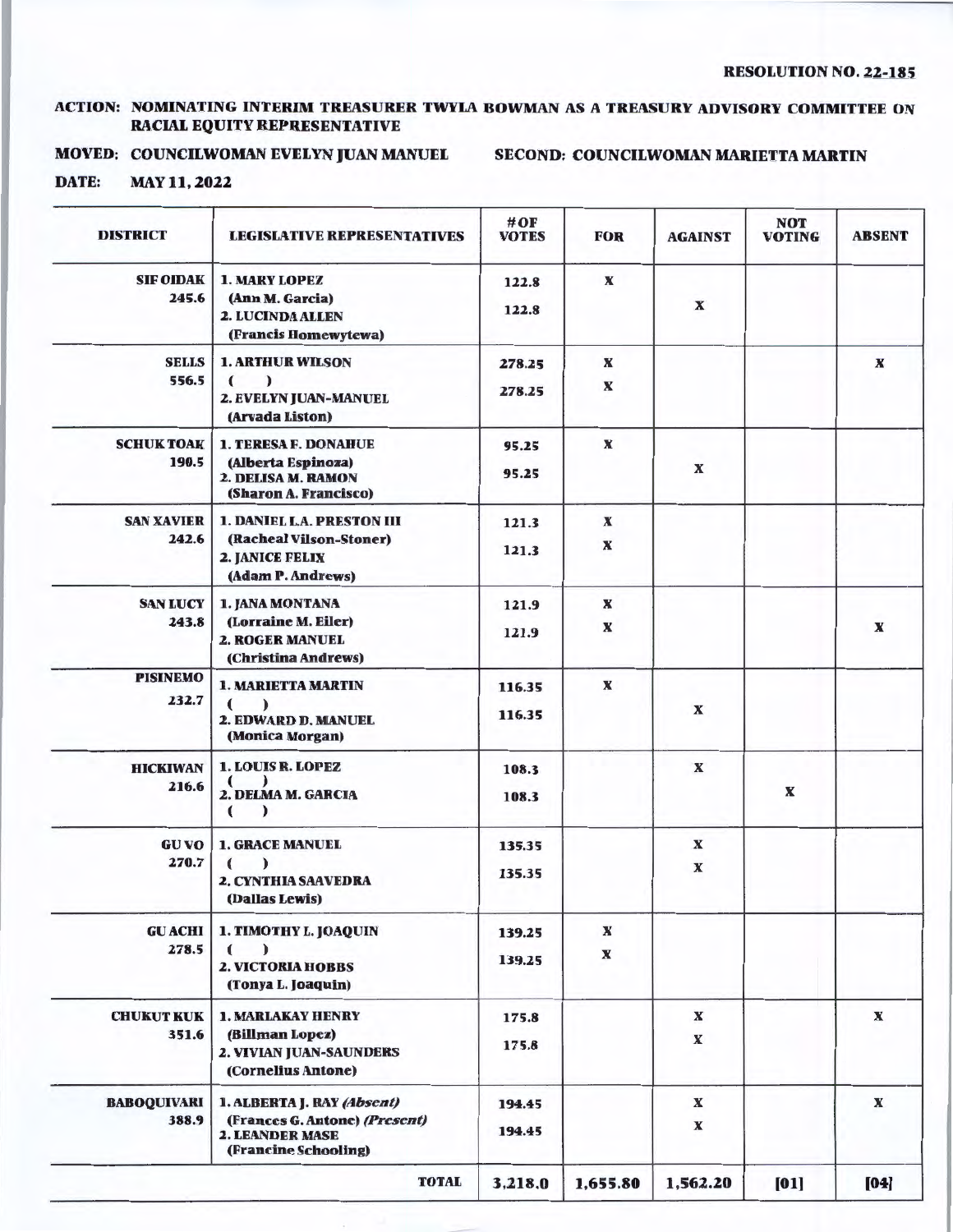**RESOLUTION NO. 22-185**

**ACTION: NOMINATING INTERIM TREASURER TWYLA BOWMAN AS A TREASURY ADVISORY COMMITTEE ON RACIAL EQUITY REPRESENTATIVE**

**MOVED: COUNCILWOMAN EVELYN JUAN MANUEL SECOND: COUNCILWOMAN MARIETTA MARTIN**

**DATE: MAY 11, 2022**

| DISTRICT | LEGISLATIVE REPRESENTATIVES | # OF VOTES | FOR | AGAINST | NOT VOTING | ABSENT |
|---|---|---|---|---|---|---|
| **SIF OIDAK** 245.6 | **1. MARY LOPEZ** (Ann M. Garcia) | 122.8 | X | | | |
| | **2. LUCINDA ALLEN** (Francis Homewytewa) | 122.8 | | X | | |
| **SELLS** 556.5 | **1. ARTHUR WILSON** ( ) | 278.25 | X | | | X |
| | **2. EVELYN JUAN-MANUEL** (Arvada Liston) | 278.25 | X | | | |
| **SCHUK TOAK** 190.5 | **1. TERESA F. DONAHUE** (Alberta Espinoza) | 95.25 | X | | | |
| | **2. DELISA M. RAMON** (Sharon A. Francisco) | 95.25 | | X | | |
| **SAN XAVIER** 242.6 | **1. DANIEL L.A. PRESTON III** (Racheal Vilson-Stoner) | 121.3 | X | | | |
| | **2. JANICE FELIX** (Adam P. Andrews) | 121.3 | X | | | |
| **SAN LUCY** 243.8 | **1. JANA MONTANA** (Lorraine M. Eiler) | 121.9 | X | | | |
| | **2. ROGER MANUEL** (Christina Andrews) | 121.9 | X | | | X |
| **PISINEMO** 232.7 | **1. MARIETTA MARTIN** ( ) | 116.35 | X | | | |
| | **2. EDWARD D. MANUEL** (Monica Morgan) | 116.35 | | X | | |
| **HICKIWAN** 216.6 | **1. LOUIS R. LOPEZ** ( ) | 108.3 | | X | | |
| | **2. DELMA M. GARCIA** ( ) | 108.3 | | | X | |
| **GU VO** 270.7 | **1. GRACE MANUEL** ( ) | 135.35 | | X | | |
| | **2. CYNTHIA SAAVEDRA** (Dallas Lewis) | 135.35 | | X | | |
| **GU ACHI** 278.5 | **1. TIMOTHY L. JOAQUIN** ( ) | 139.25 | X | | | |
| | **2. VICTORIA HOBBS** (Tonya L. Joaquin) | 139.25 | X | | | |
| **CHUKUT KUK** 351.6 | **1. MARLAKAY HENRY** (Billman Lopez) | 175.8 | | X | | X |
| | **2. VIVIAN JUAN-SAUNDERS** (Cornelius Antone) | 175.8 | | X | | |
| **BABOQUIVARI** 388.9 | **1. ALBERTA J. RAY** *(Absent)* (Frances G. Antone) *(Present)* | 194.45 | | X | | X |
| | **2. LEANDER MASE** (Francine Schooling) | 194.45 | | X | | |
| | **TOTAL** | **3,218.0** | **1,655.80** | **1,562.20** | **[01]** | **[04]** |